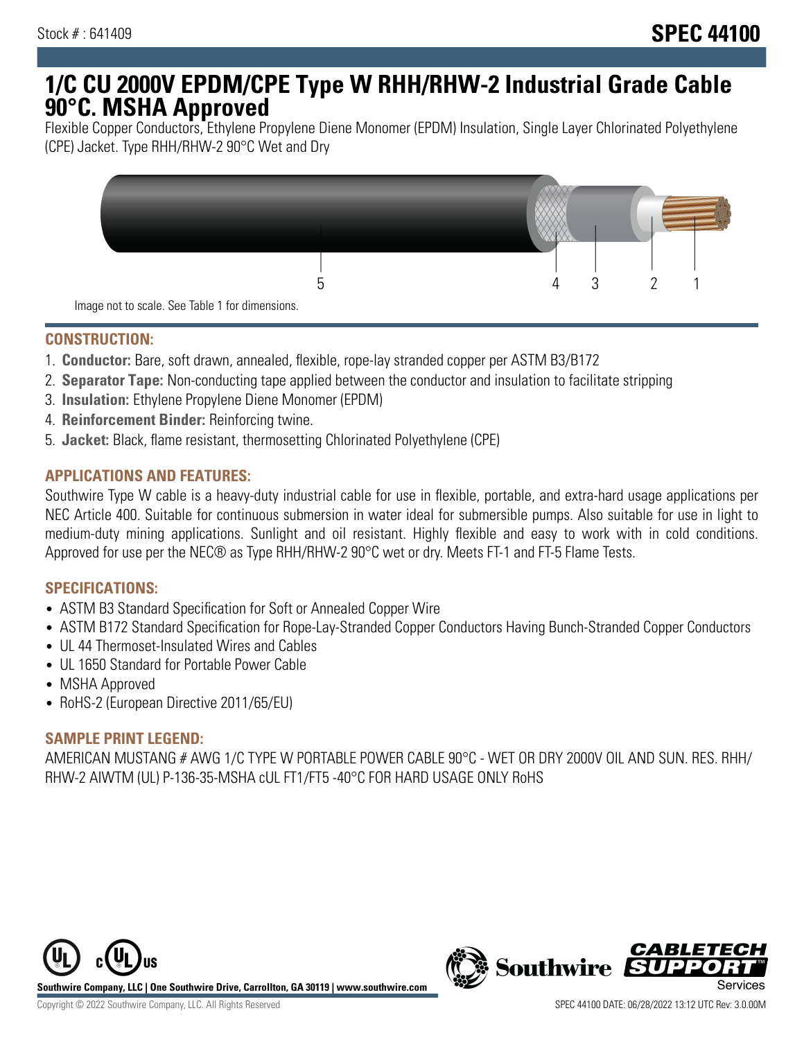Stock # : 641409

# SPEC 44100

# 1/C CU 2000V EPDM/CPE Type W RHH/RHW-2 Industrial Grade Cable 90°C. MSHA Approved

Flexible Copper Conductors, Ethylene Propylene Diene Monomer (EPDM) Insulation, Single Layer Chlorinated Polyethylene (CPE) Jacket. Type RHH/RHW-2 90°C Wet and Dry

5 4 3 2 1

Image not to scale. See Table 1 for dimensions.

## CONSTRUCTION:

1. **Conductor:** Bare, soft drawn, annealed, flexible, rope-lay stranded copper per ASTM B3/B172
2. **Separator Tape:** Non-conducting tape applied between the conductor and insulation to facilitate stripping
3. **Insulation:** Ethylene Propylene Diene Monomer (EPDM)
4. **Reinforcement Binder:** Reinforcing twine.
5. **Jacket:** Black, flame resistant, thermosetting Chlorinated Polyethylene (CPE)

## APPLICATIONS AND FEATURES:

Southwire Type W cable is a heavy-duty industrial cable for use in flexible, portable, and extra-hard usage applications per NEC Article 400. Suitable for continuous submersion in water ideal for submersible pumps. Also suitable for use in light to medium-duty mining applications. Sunlight and oil resistant. Highly flexible and easy to work with in cold conditions. Approved for use per the NEC® as Type RHH/RHW-2 90°C wet or dry. Meets FT-1 and FT-5 Flame Tests.

## SPECIFICATIONS:

- ASTM B3 Standard Specification for Soft or Annealed Copper Wire
- ASTM B172 Standard Specification for Rope-Lay-Stranded Copper Conductors Having Bunch-Stranded Copper Conductors
- UL 44 Thermoset-Insulated Wires and Cables
- UL 1650 Standard for Portable Power Cable
- MSHA Approved
- RoHS-2 (European Directive 2011/65/EU)

## SAMPLE PRINT LEGEND:

AMERICAN MUSTANG # AWG 1/C TYPE W PORTABLE POWER CABLE 90°C - WET OR DRY 2000V OIL AND SUN. RES. RHH/RHW-2 AIWTM (UL) P-136-35-MSHA cUL FT1/FT5 -40°C FOR HARD USAGE ONLY RoHS

Southwire Company, LLC | One Southwire Drive, Carrollton, GA 30119 | www.southwire.com

Copyright © 2022 Southwire Company, LLC. All Rights Reserved

SPEC 44100 DATE: 06/28/2022 13:12 UTC Rev: 3.0.00M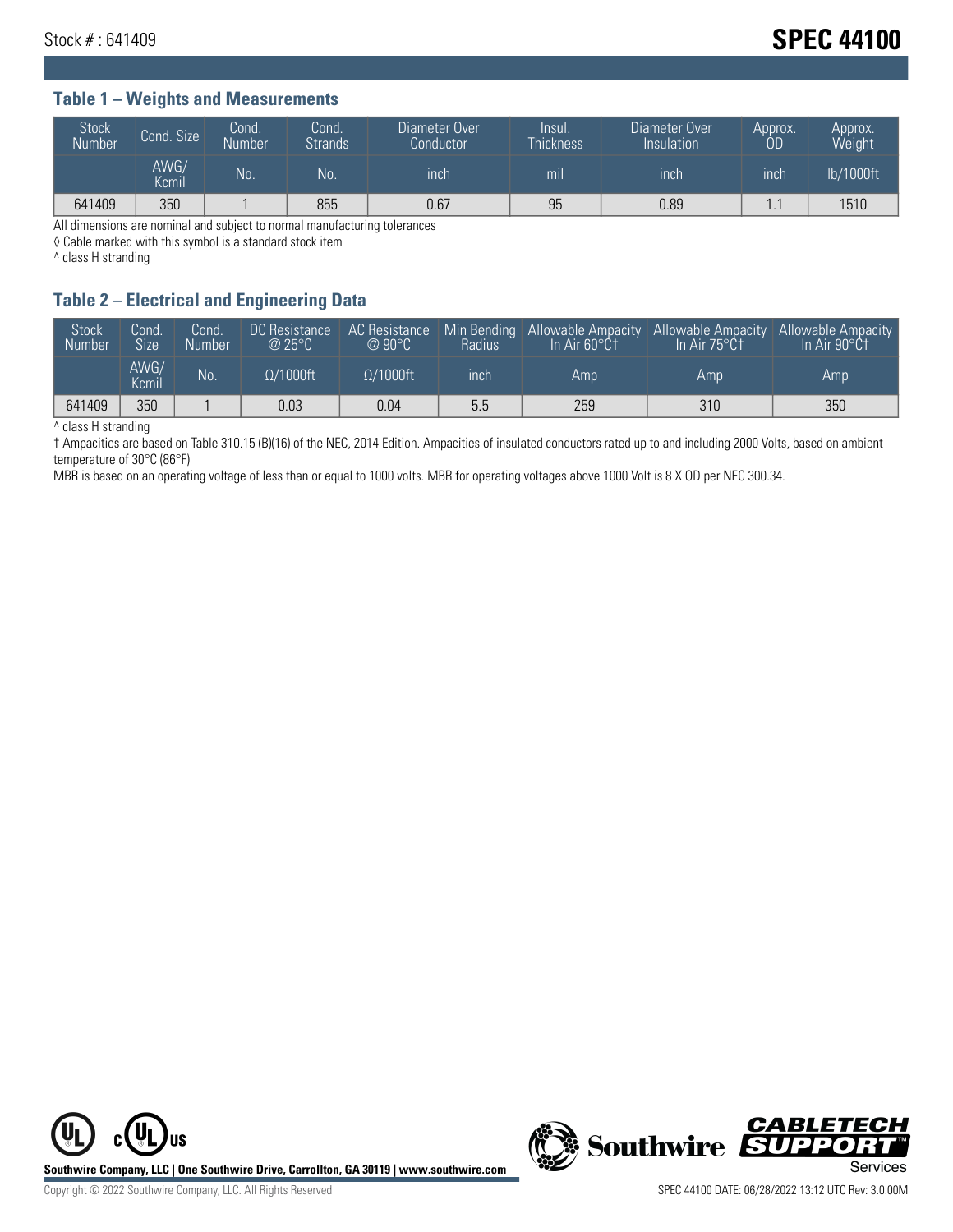Stock # : 641409

# SPEC 44100

## Table 1 – Weights and Measurements

| Stock Number | Cond. Size | Cond. Number | Cond. Strands | Diameter Over Conductor | Insul. Thickness | Diameter Over Insulation | Approx. OD | Approx. Weight |
|---|---|---|---|---|---|---|---|---|
| | AWG/ Kcmil | No. | No. | inch | mil | inch | inch | lb/1000ft |
| 641409 | 350 | 1 | 855 | 0.67 | 95 | 0.89 | 1.1 | 1510 |

All dimensions are nominal and subject to normal manufacturing tolerances

◊ Cable marked with this symbol is a standard stock item

^ class H stranding

## Table 2 – Electrical and Engineering Data

| Stock Number | Cond. Size | Cond. Number | DC Resistance @ 25°C | AC Resistance @ 90°C | Min Bending Radius | Allowable Ampacity In Air 60°C† | Allowable Ampacity In Air 75°C† | Allowable Ampacity In Air 90°C† |
|---|---|---|---|---|---|---|---|---|
| | AWG/ Kcmil | No. | Ω/1000ft | Ω/1000ft | inch | Amp | Amp | Amp |
| 641409 | 350 | 1 | 0.03 | 0.04 | 5.5 | 259 | 310 | 350 |

^ class H stranding

† Ampacities are based on Table 310.15 (B)(16) of the NEC, 2014 Edition. Ampacities of insulated conductors rated up to and including 2000 Volts, based on ambient temperature of 30°C (86°F)

MBR is based on an operating voltage of less than or equal to 1000 volts. MBR for operating voltages above 1000 Volt is 8 X OD per NEC 300.34.

Southwire Company, LLC | One Southwire Drive, Carrollton, GA 30119 | www.southwire.com

Copyright © 2022 Southwire Company, LLC. All Rights Reserved

SPEC 44100 DATE: 06/28/2022 13:12 UTC Rev: 3.0.00M